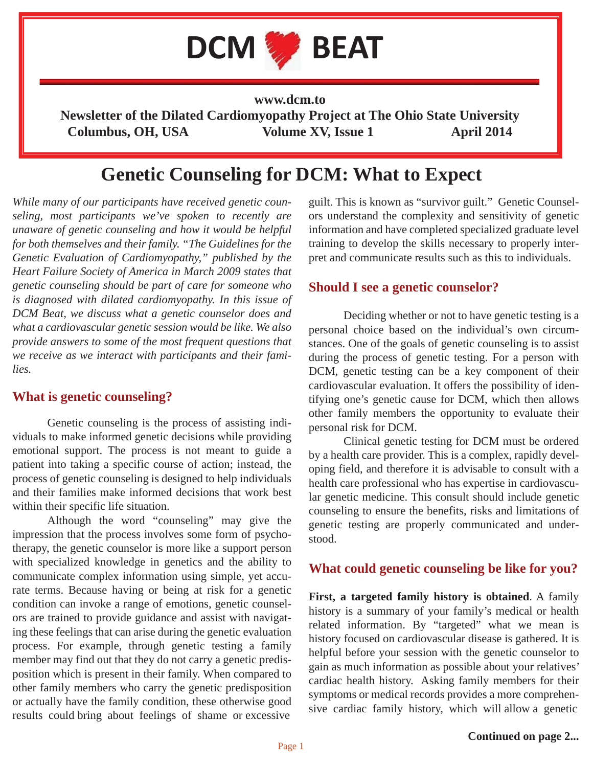# DCM BEAT

**www.dcm.to**

**Newsletter of the Dilated Cardiomyopathy Project at The Ohio State University**

**Columbus, OH, USA — Volume XV, Issue 1 — April 2014**

## Genetic Counseling for DCM: What to Expect

*While many of our participants have received genetic counseling, most participants we've spoken to recently are unaware of genetic counseling and how it would be helpful for both themselves and their family. "The Guidelines for the Genetic Evaluation of Cardiomyopathy," published by the Heart Failure Society of America in March 2009 states that genetic counseling should be part of care for someone who is diagnosed with dilated cardiomyopathy. In this issue of DCM Beat, we discuss what a genetic counselor does and what a cardiovascular genetic session would be like. We also provide answers to some of the most frequent questions that we receive as we interact with participants and their families.*

### What is genetic counseling?

Genetic counseling is the process of assisting individuals to make informed genetic decisions while providing emotional support. The process is not meant to guide a patient into taking a specific course of action; instead, the process of genetic counseling is designed to help individuals and their families make informed decisions that work best within their specific life situation.

Although the word "counseling" may give the impression that the process involves some form of psychotherapy, the genetic counselor is more like a support person with specialized knowledge in genetics and the ability to communicate complex information using simple, yet accurate terms. Because having or being at risk for a genetic condition can invoke a range of emotions, genetic counselors are trained to provide guidance and assist with navigating these feelings that can arise during the genetic evaluation process. For example, through genetic testing a family member may find out that they do not carry a genetic predisposition which is present in their family. When compared to other family members who carry the genetic predisposition or actually have the family condition, these otherwise good results could bring about feelings of shame or excessive guilt. This is known as "survivor guilt." Genetic Counselors understand the complexity and sensitivity of genetic information and have completed specialized graduate level training to develop the skills necessary to properly interpret and communicate results such as this to individuals.

### Should I see a genetic counselor?

Deciding whether or not to have genetic testing is a personal choice based on the individual's own circumstances. One of the goals of genetic counseling is to assist during the process of genetic testing. For a person with DCM, genetic testing can be a key component of their cardiovascular evaluation. It offers the possibility of identifying one's genetic cause for DCM, which then allows other family members the opportunity to evaluate their personal risk for DCM.

Clinical genetic testing for DCM must be ordered by a health care provider. This is a complex, rapidly developing field, and therefore it is advisable to consult with a health care professional who has expertise in cardiovascular genetic medicine. This consult should include genetic counseling to ensure the benefits, risks and limitations of genetic testing are properly communicated and understood.

### What could genetic counseling be like for you?

**First, a targeted family history is obtained**. A family history is a summary of your family's medical or health related information. By "targeted" what we mean is history focused on cardiovascular disease is gathered. It is helpful before your session with the genetic counselor to gain as much information as possible about your relatives' cardiac health history. Asking family members for their symptoms or medical records provides a more comprehensive cardiac family history, which will allow a genetic

**Continued on page 2...**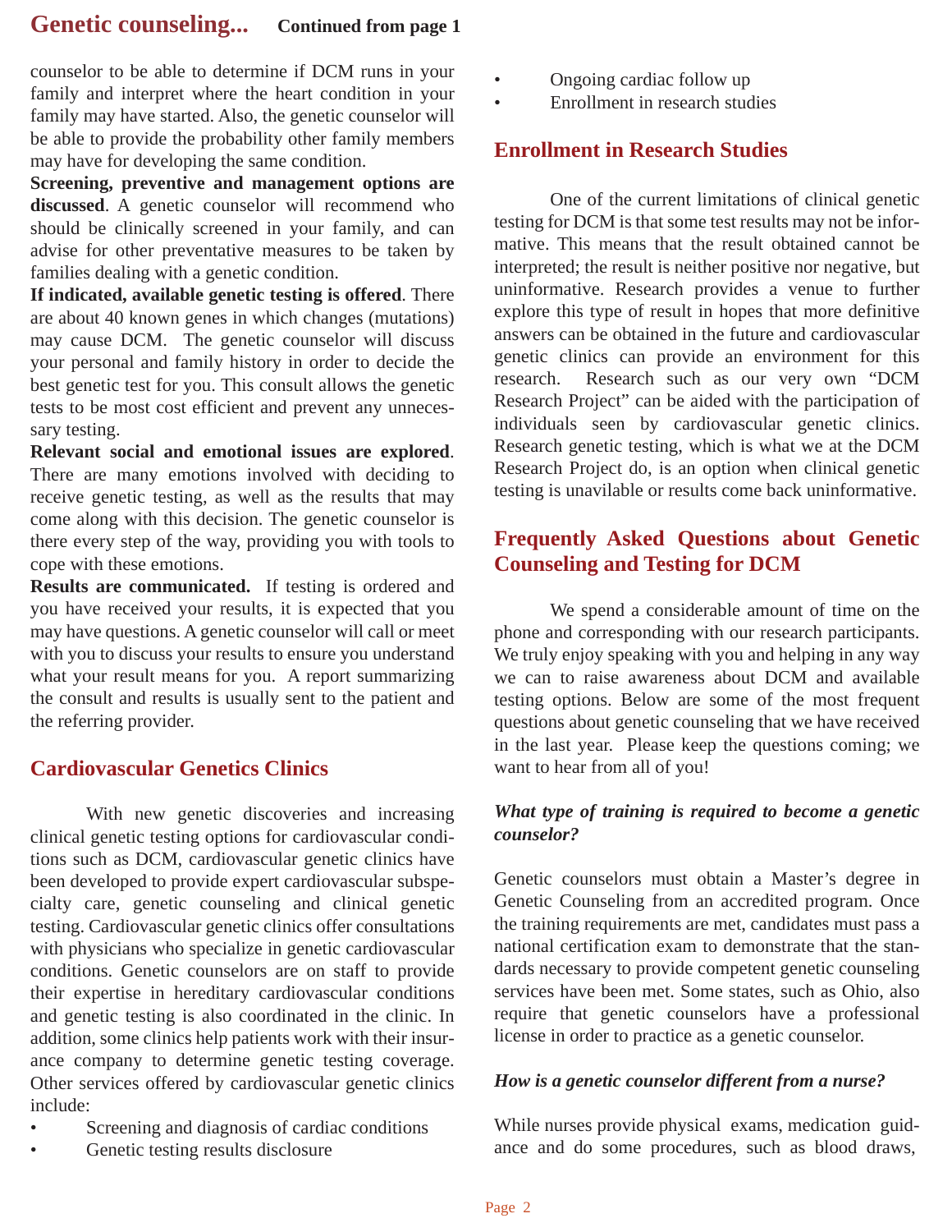## Genetic counseling... Continued from page 1

counselor to be able to determine if DCM runs in your family and interpret where the heart condition in your family may have started. Also, the genetic counselor will be able to provide the probability other family members may have for developing the same condition.

**Screening, preventive and management options are discussed**. A genetic counselor will recommend who should be clinically screened in your family, and can advise for other preventative measures to be taken by families dealing with a genetic condition.

**If indicated, available genetic testing is offered**. There are about 40 known genes in which changes (mutations) may cause DCM. The genetic counselor will discuss your personal and family history in order to decide the best genetic test for you. This consult allows the genetic tests to be most cost efficient and prevent any unnecessary testing.

**Relevant social and emotional issues are explored**. There are many emotions involved with deciding to receive genetic testing, as well as the results that may come along with this decision. The genetic counselor is there every step of the way, providing you with tools to cope with these emotions.

**Results are communicated.** If testing is ordered and you have received your results, it is expected that you may have questions. A genetic counselor will call or meet with you to discuss your results to ensure you understand what your result means for you. A report summarizing the consult and results is usually sent to the patient and the referring provider.

## Cardiovascular Genetics Clinics

With new genetic discoveries and increasing clinical genetic testing options for cardiovascular conditions such as DCM, cardiovascular genetic clinics have been developed to provide expert cardiovascular subspecialty care, genetic counseling and clinical genetic testing. Cardiovascular genetic clinics offer consultations with physicians who specialize in genetic cardiovascular conditions. Genetic counselors are on staff to provide their expertise in hereditary cardiovascular conditions and genetic testing is also coordinated in the clinic. In addition, some clinics help patients work with their insurance company to determine genetic testing coverage. Other services offered by cardiovascular genetic clinics include:

- Screening and diagnosis of cardiac conditions
- Genetic testing results disclosure
- Ongoing cardiac follow up
- Enrollment in research studies

## Enrollment in Research Studies

One of the current limitations of clinical genetic testing for DCM is that some test results may not be informative. This means that the result obtained cannot be interpreted; the result is neither positive nor negative, but uninformative. Research provides a venue to further explore this type of result in hopes that more definitive answers can be obtained in the future and cardiovascular genetic clinics can provide an environment for this research. Research such as our very own "DCM Research Project" can be aided with the participation of individuals seen by cardiovascular genetic clinics. Research genetic testing, which is what we at the DCM Research Project do, is an option when clinical genetic testing is unavilable or results come back uninformative.

## Frequently Asked Questions about Genetic Counseling and Testing for DCM

We spend a considerable amount of time on the phone and corresponding with our research participants. We truly enjoy speaking with you and helping in any way we can to raise awareness about DCM and available testing options. Below are some of the most frequent questions about genetic counseling that we have received in the last year. Please keep the questions coming; we want to hear from all of you!

***What type of training is required to become a genetic counselor?***

Genetic counselors must obtain a Master's degree in Genetic Counseling from an accredited program. Once the training requirements are met, candidates must pass a national certification exam to demonstrate that the standards necessary to provide competent genetic counseling services have been met. Some states, such as Ohio, also require that genetic counselors have a professional license in order to practice as a genetic counselor.

***How is a genetic counselor different from a nurse?***

While nurses provide physical exams, medication guidance and do some procedures, such as blood draws,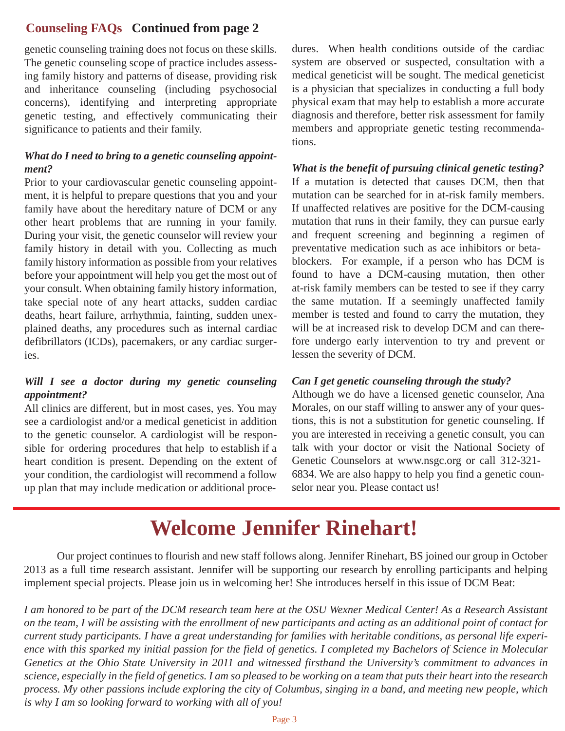## Counseling FAQs Continued from page 2

genetic counseling training does not focus on these skills. The genetic counseling scope of practice includes assessing family history and patterns of disease, providing risk and inheritance counseling (including psychosocial concerns), identifying and interpreting appropriate genetic testing, and effectively communicating their significance to patients and their family.

***What do I need to bring to a genetic counseling appointment?***

Prior to your cardiovascular genetic counseling appointment, it is helpful to prepare questions that you and your family have about the hereditary nature of DCM or any other heart problems that are running in your family. During your visit, the genetic counselor will review your family history in detail with you. Collecting as much family history information as possible from your relatives before your appointment will help you get the most out of your consult. When obtaining family history information, take special note of any heart attacks, sudden cardiac deaths, heart failure, arrhythmia, fainting, sudden unexplained deaths, any procedures such as internal cardiac defibrillators (ICDs), pacemakers, or any cardiac surgeries.

***Will I see a doctor during my genetic counseling appointment?***

All clinics are different, but in most cases, yes. You may see a cardiologist and/or a medical geneticist in addition to the genetic counselor. A cardiologist will be responsible for ordering procedures that help to establish if a heart condition is present. Depending on the extent of your condition, the cardiologist will recommend a follow up plan that may include medication or additional procedures. When health conditions outside of the cardiac system are observed or suspected, consultation with a medical geneticist will be sought. The medical geneticist is a physician that specializes in conducting a full body physical exam that may help to establish a more accurate diagnosis and therefore, better risk assessment for family members and appropriate genetic testing recommendations.

***What is the benefit of pursuing clinical genetic testing?***

If a mutation is detected that causes DCM, then that mutation can be searched for in at-risk family members. If unaffected relatives are positive for the DCM-causing mutation that runs in their family, they can pursue early and frequent screening and beginning a regimen of preventative medication such as ace inhibitors or beta-blockers. For example, if a person who has DCM is found to have a DCM-causing mutation, then other at-risk family members can be tested to see if they carry the same mutation. If a seemingly unaffected family member is tested and found to carry the mutation, they will be at increased risk to develop DCM and can therefore undergo early intervention to try and prevent or lessen the severity of DCM.

***Can I get genetic counseling through the study?***

Although we do have a licensed genetic counselor, Ana Morales, on our staff willing to answer any of your questions, this is not a substitution for genetic counseling. If you are interested in receiving a genetic consult, you can talk with your doctor or visit the National Society of Genetic Counselors at www.nsgc.org or call 312-321-6834. We are also happy to help you find a genetic counselor near you. Please contact us!

# Welcome Jennifer Rinehart!

Our project continues to flourish and new staff follows along. Jennifer Rinehart, BS joined our group in October 2013 as a full time research assistant. Jennifer will be supporting our research by enrolling participants and helping implement special projects. Please join us in welcoming her! She introduces herself in this issue of DCM Beat:

*I am honored to be part of the DCM research team here at the OSU Wexner Medical Center! As a Research Assistant on the team, I will be assisting with the enrollment of new participants and acting as an additional point of contact for current study participants. I have a great understanding for families with heritable conditions, as personal life experience with this sparked my initial passion for the field of genetics. I completed my Bachelors of Science in Molecular Genetics at the Ohio State University in 2011 and witnessed firsthand the University's commitment to advances in science, especially in the field of genetics. I am so pleased to be working on a team that puts their heart into the research process. My other passions include exploring the city of Columbus, singing in a band, and meeting new people, which is why I am so looking forward to working with all of you!*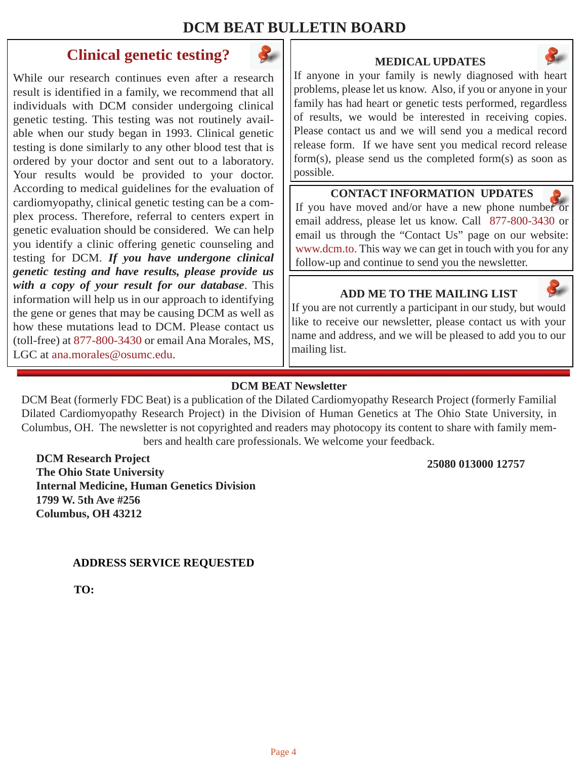# DCM BEAT BULLETIN BOARD

## Clinical genetic testing?

While our research continues even after a research result is identified in a family, we recommend that all individuals with DCM consider undergoing clinical genetic testing. This testing was not routinely available when our study began in 1993. Clinical genetic testing is done similarly to any other blood test that is ordered by your doctor and sent out to a laboratory. Your results would be provided to your doctor. According to medical guidelines for the evaluation of cardiomyopathy, clinical genetic testing can be a complex process. Therefore, referral to centers expert in genetic evaluation should be considered. We can help you identify a clinic offering genetic counseling and testing for DCM. ***If you have undergone clinical genetic testing and have results, please provide us with a copy of your result for our database***. This information will help us in our approach to identifying the gene or genes that may be causing DCM as well as how these mutations lead to DCM. Please contact us (toll-free) at 877-800-3430 or email Ana Morales, MS, LGC at ana.morales@osumc.edu.

### MEDICAL UPDATES

If anyone in your family is newly diagnosed with heart problems, please let us know. Also, if you or anyone in your family has had heart or genetic tests performed, regardless of results, we would be interested in receiving copies. Please contact us and we will send you a medical record release form. If we have sent you medical record release form(s), please send us the completed form(s) as soon as possible.

### CONTACT INFORMATION UPDATES

If you have moved and/or have a new phone number or email address, please let us know. Call 877-800-3430 or email us through the "Contact Us" page on our website: www.dcm.to. This way we can get in touch with you for any follow-up and continue to send you the newsletter.

### ADD ME TO THE MAILING LIST

If you are not currently a participant in our study, but would like to receive our newsletter, please contact us with your name and address, and we will be pleased to add you to our mailing list.

---

### DCM BEAT Newsletter

DCM Beat (formerly FDC Beat) is a publication of the Dilated Cardiomyopathy Research Project (formerly Familial Dilated Cardiomyopathy Research Project) in the Division of Human Genetics at The Ohio State University, in Columbus, OH. The newsletter is not copyrighted and readers may photocopy its content to share with family members and health care professionals. We welcome your feedback.

**DCM Research Project**
**The Ohio State University**
**Internal Medicine, Human Genetics Division**
**1799 W. 5th Ave #256**
**Columbus, OH 43212**

**25080 013000 12757**

**ADDRESS SERVICE REQUESTED**

**TO:**